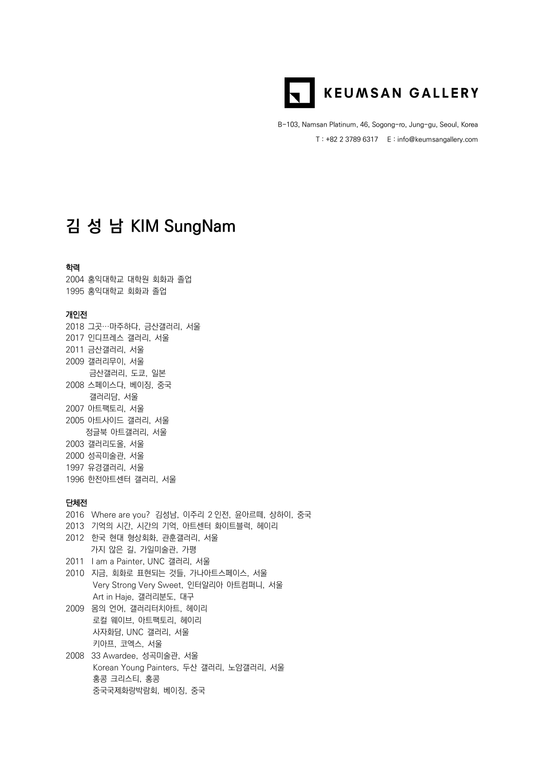KEUMSAN GALLERY

B-103, Namsan Platinum, 46, Sogong-ro, Jung-gu, Seoul, Korea

T : +82 2 3789 6317 E : info@keumsangallery.com

# 김 성 남 KIM SungNam

### 학력

2004 홍익대학교 대학원 회화과 졸업
1995 홍익대학교 회화과 졸업

### 개인전

2018 그곳…마주하다, 금산갤러리, 서울
2017 인디프레스 갤러리, 서울
2011 금산갤러리, 서울
2009 갤러리무이, 서울
금산갤러리, 도쿄, 일본
2008 스페이스다, 베이징, 중국
갤러리담, 서울
2007 아트팩토리, 서울
2005 아트사이드 갤러리, 서울
정글북 아트갤러리, 서울
2003 갤러리도올, 서울
2000 성곡미술관, 서울
1997 유경갤러리, 서울
1996 한전아트센터 갤러리, 서울

### 단체전

2016 Where are you? 김성남, 이주리 2 인전, 윤아르떼, 상하이, 중국
2013 기억의 시간, 시간의 기억, 아트센터 화이트블럭, 헤이리
2012 한국 현대 형상회화, 관훈갤러리, 서울
가지 않은 길, 가일미술관, 가평
2011 I am a Painter, UNC 갤러리, 서울
2010 지금, 회화로 표현되는 것들, 가나아트스페이스, 서울
Very Strong Very Sweet, 인터알리아 아트컴퍼니, 서울
Art in Haje, 갤러리분도, 대구
2009 몸의 언어, 갤러리터치아트, 헤이리
로컬 웨이브, 아트팩토리, 헤이리
사자화담, UNC 갤러리, 서울
키아프, 코엑스, 서울
2008 33 Awardee, 성곡미술관, 서울
Korean Young Painters, 두산 갤러리, 노암갤러리, 서울
홍콩 크리스티, 홍콩
중국국제화랑박람회, 베이징, 중국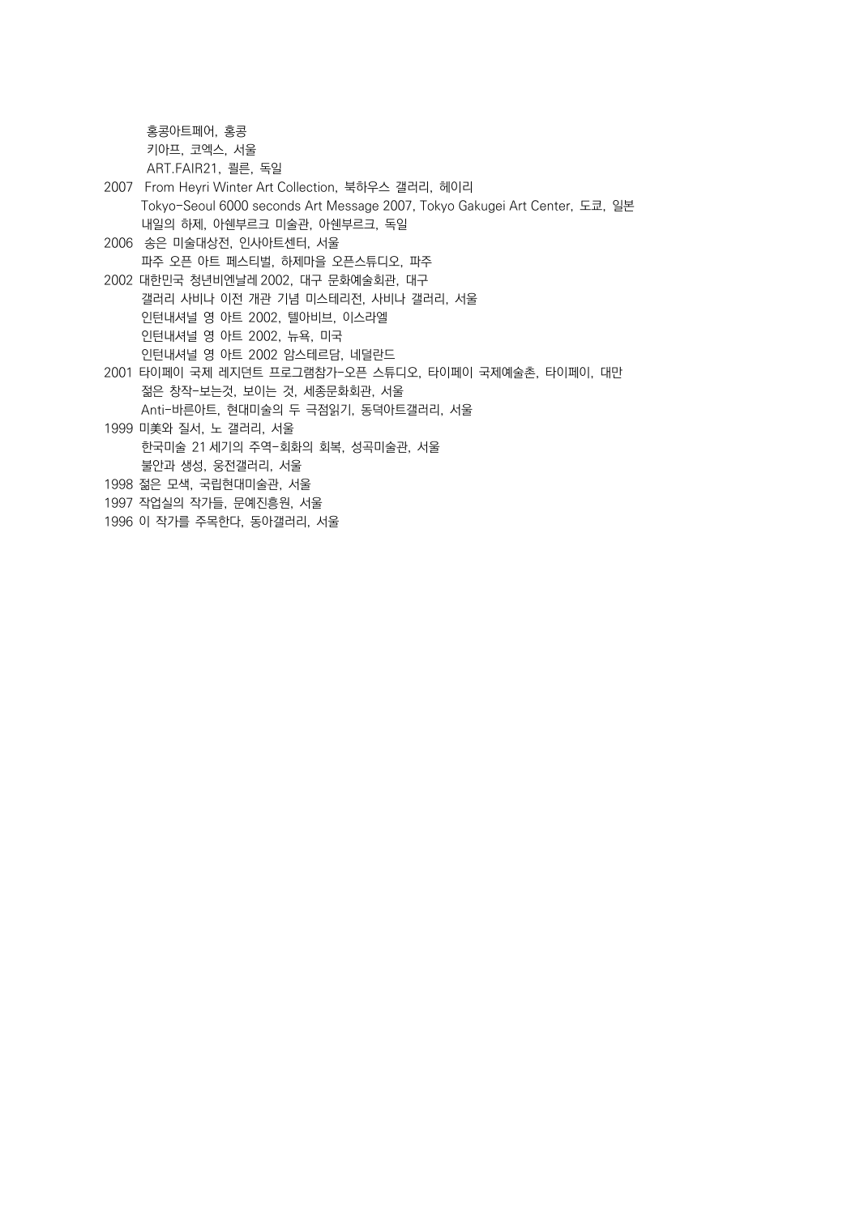홍콩아트페어, 홍콩

키아프, 코엑스, 서울

ART.FAIR21, 쾰른, 독일

2007 From Heyri Winter Art Collection, 북하우스 갤러리, 헤이리

Tokyo-Seoul 6000 seconds Art Message 2007, Tokyo Gakugei Art Center, 도쿄, 일본

내일의 하제, 아쉔부르크 미술관, 아쉔부르크, 독일

2006 송은 미술대상전, 인사아트센터, 서울

파주 오픈 아트 페스티벌, 하제마을 오픈스튜디오, 파주

2002 대한민국 청년비엔날레 2002, 대구 문화예술회관, 대구

갤러리 사비나 이전 개관 기념 미스테리전, 사비나 갤러리, 서울

인터내셔널 영 아트 2002, 텔아비브, 이스라엘

인터내셔널 영 아트 2002, 뉴욕, 미국

인터내셔널 영 아트 2002 암스테르담, 네덜란드

2001 타이페이 국제 레지던트 프로그램참가-오픈 스튜디오, 타이페이 국제예술촌, 타이페이, 대만

젊은 창작-보는것, 보이는 것, 세종문화회관, 서울

Anti-바른아트, 현대미술의 두 극점읽기, 동덕아트갤러리, 서울

1999 미美와 질서, 노 갤러리, 서울

한국미술 21 세기의 주역-회화의 회복, 성곡미술관, 서울

불안과 생성, 웅전갤러리, 서울

1998 젊은 모색, 국립현대미술관, 서울

1997 작업실의 작가들, 문예진흥원, 서울

1996 이 작가를 주목한다, 동아갤러리, 서울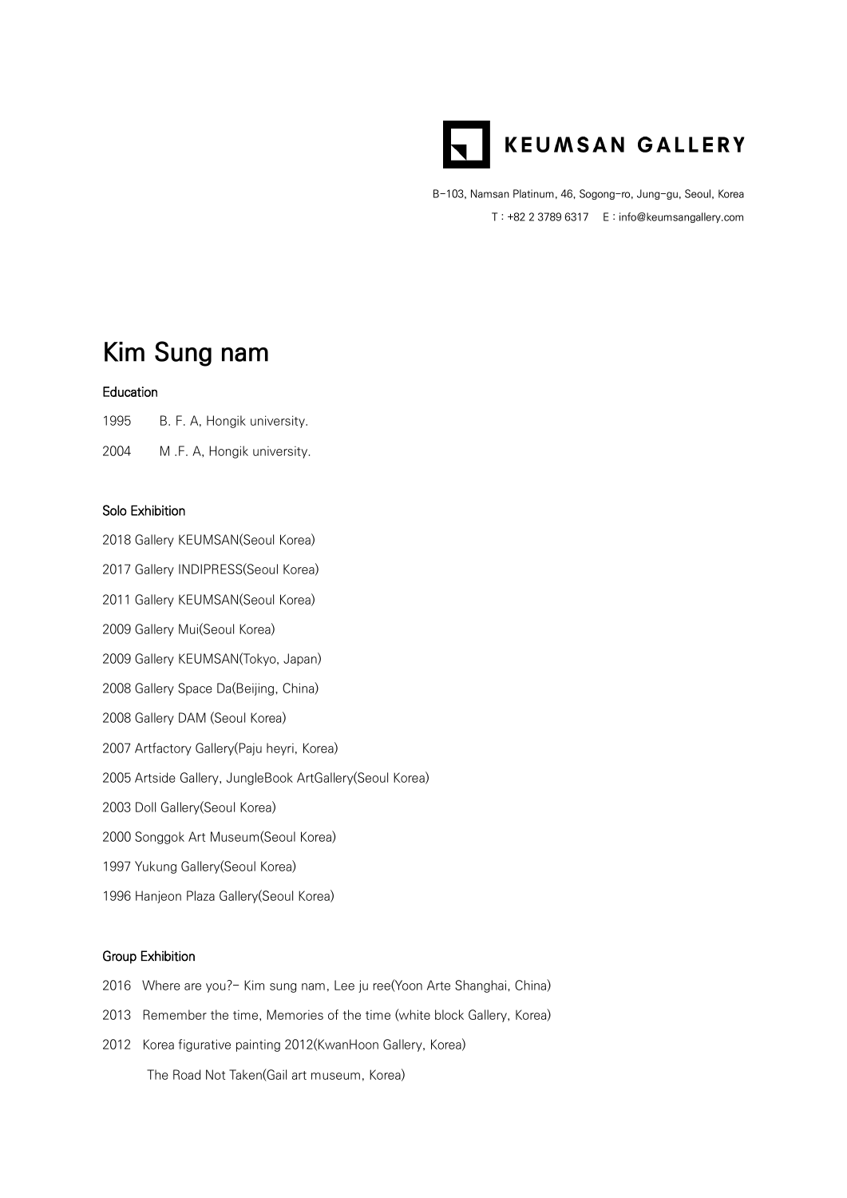KEUMSAN GALLERY

B-103, Namsan Platinum, 46, Sogong-ro, Jung-gu, Seoul, Korea

T : +82 2 3789 6317   E : info@keumsangallery.com

# Kim Sung nam

### Education

1995 B. F. A, Hongik university.

2004 M .F. A, Hongik university.

### Solo Exhibition

2018 Gallery KEUMSAN(Seoul Korea)

2017 Gallery INDIPRESS(Seoul Korea)

2011 Gallery KEUMSAN(Seoul Korea)

2009 Gallery Mui(Seoul Korea)

2009 Gallery KEUMSAN(Tokyo, Japan)

2008 Gallery Space Da(Beijing, China)

2008 Gallery DAM (Seoul Korea)

2007 Artfactory Gallery(Paju heyri, Korea)

2005 Artside Gallery, JungleBook ArtGallery(Seoul Korea)

2003 Doll Gallery(Seoul Korea)

2000 Songgok Art Museum(Seoul Korea)

1997 Yukung Gallery(Seoul Korea)

1996 Hanjeon Plaza Gallery(Seoul Korea)

### Group Exhibition

2016 Where are you?- Kim sung nam, Lee ju ree(Yoon Arte Shanghai, China)

2013 Remember the time, Memories of the time (white block Gallery, Korea)

2012 Korea figurative painting 2012(KwanHoon Gallery, Korea)

The Road Not Taken(Gail art museum, Korea)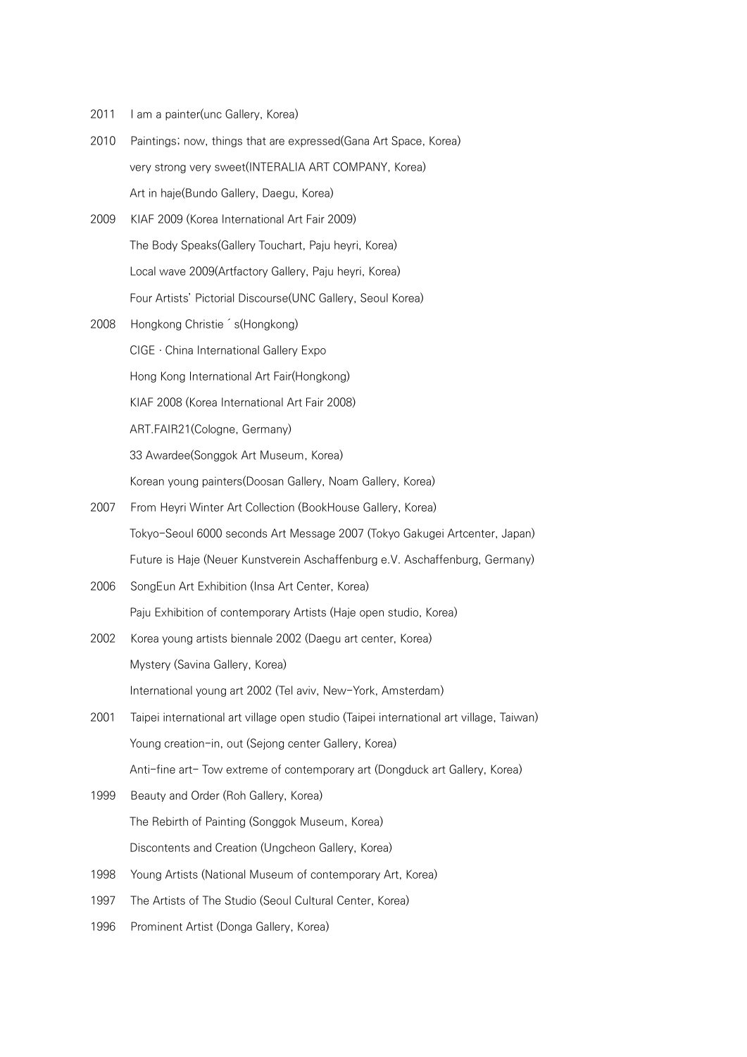2011 I am a painter(unc Gallery, Korea)

2010 Paintings; now, things that are expressed(Gana Art Space, Korea)

very strong very sweet(INTERALIA ART COMPANY, Korea)

Art in haje(Bundo Gallery, Daegu, Korea)

2009 KIAF 2009 (Korea International Art Fair 2009)

The Body Speaks(Gallery Touchart, Paju heyri, Korea)

Local wave 2009(Artfactory Gallery, Paju heyri, Korea)

Four Artists' Pictorial Discourse(UNC Gallery, Seoul Korea)

2008 Hongkong Christie´s(Hongkong)

CIGE · China International Gallery Expo

Hong Kong International Art Fair(Hongkong)

KIAF 2008 (Korea International Art Fair 2008)

ART.FAIR21(Cologne, Germany)

33 Awardee(Songgok Art Museum, Korea)

Korean young painters(Doosan Gallery, Noam Gallery, Korea)

2007 From Heyri Winter Art Collection (BookHouse Gallery, Korea)

Tokyo-Seoul 6000 seconds Art Message 2007 (Tokyo Gakugei Artcenter, Japan)

Future is Haje (Neuer Kunstverein Aschaffenburg e.V. Aschaffenburg, Germany)

2006 SongEun Art Exhibition (Insa Art Center, Korea)

Paju Exhibition of contemporary Artists (Haje open studio, Korea)

2002 Korea young artists biennale 2002 (Daegu art center, Korea)

Mystery (Savina Gallery, Korea)

International young art 2002 (Tel aviv, New-York, Amsterdam)

2001 Taipei international art village open studio (Taipei international art village, Taiwan)

Young creation-in, out (Sejong center Gallery, Korea)

Anti-fine art- Tow extreme of contemporary art (Dongduck art Gallery, Korea)

1999 Beauty and Order (Roh Gallery, Korea)

The Rebirth of Painting (Songgok Museum, Korea)

Discontents and Creation (Ungcheon Gallery, Korea)

1998 Young Artists (National Museum of contemporary Art, Korea)

1997 The Artists of The Studio (Seoul Cultural Center, Korea)

1996 Prominent Artist (Donga Gallery, Korea)